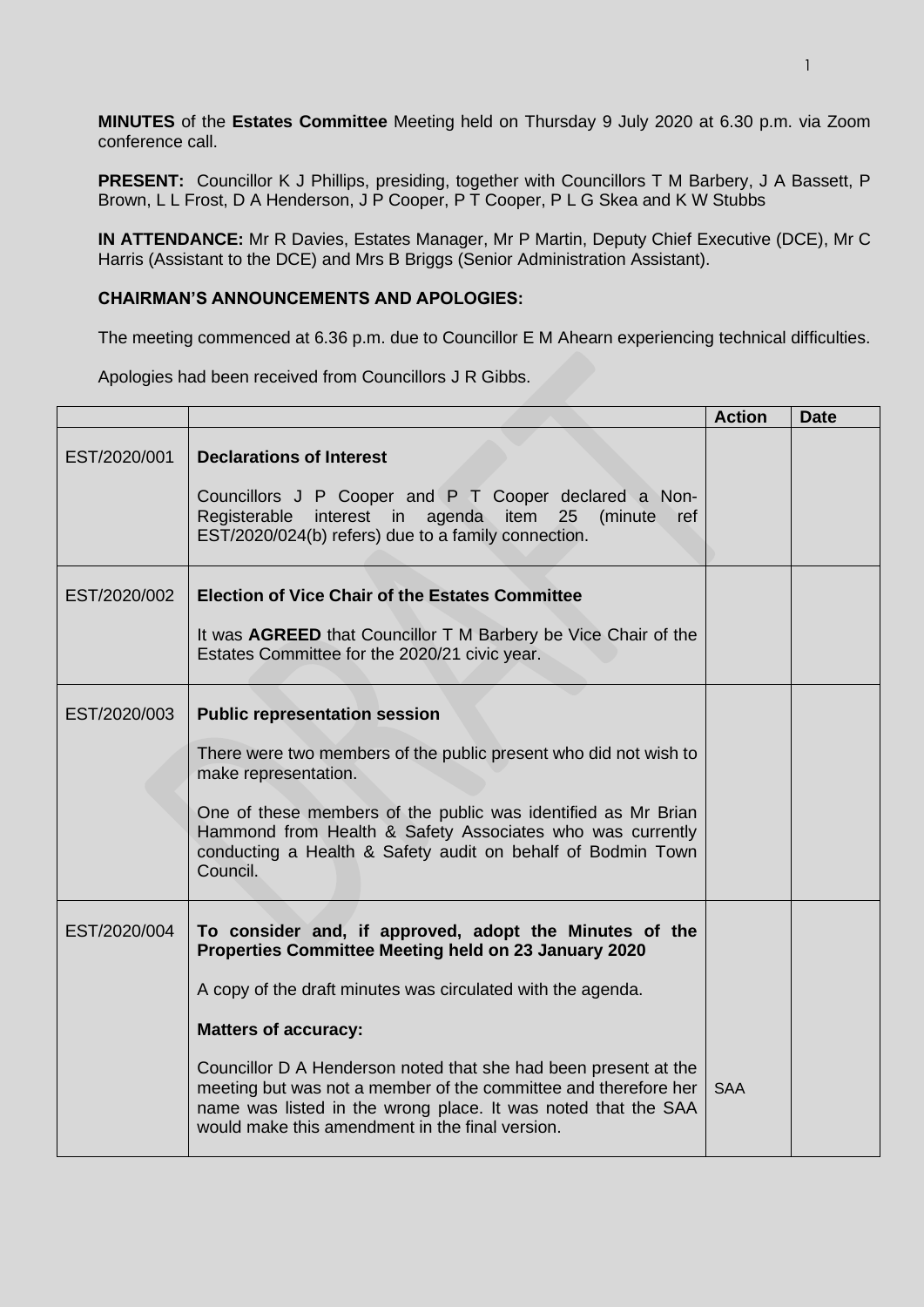**MINUTES** of the **Estates Committee** Meeting held on Thursday 9 July 2020 at 6.30 p.m. via Zoom conference call.

**PRESENT:** Councillor K J Phillips, presiding, together with Councillors T M Barbery, J A Bassett, P Brown, L L Frost, D A Henderson, J P Cooper, P T Cooper, P L G Skea and K W Stubbs

**IN ATTENDANCE:** Mr R Davies, Estates Manager, Mr P Martin, Deputy Chief Executive (DCE), Mr C Harris (Assistant to the DCE) and Mrs B Briggs (Senior Administration Assistant).

**CHAIRMAN'S ANNOUNCEMENTS AND APOLOGIES:**

The meeting commenced at 6.36 p.m. due to Councillor E M Ahearn experiencing technical difficulties.

Apologies had been received from Councillors J R Gibbs.

| | | Action | Date |
|---|---|---|---|
| EST/2020/001 | **Declarations of Interest**<br><br>Councillors J P Cooper and P T Cooper declared a Non-Registerable interest in agenda item 25 (minute ref EST/2020/024(b) refers) due to a family connection. | | |
| EST/2020/002 | **Election of Vice Chair of the Estates Committee**<br><br>It was **AGREED** that Councillor T M Barbery be Vice Chair of the Estates Committee for the 2020/21 civic year. | | |
| EST/2020/003 | **Public representation session**<br><br>There were two members of the public present who did not wish to make representation.<br><br>One of these members of the public was identified as Mr Brian Hammond from Health & Safety Associates who was currently conducting a Health & Safety audit on behalf of Bodmin Town Council. | | |
| EST/2020/004 | **To consider and, if approved, adopt the Minutes of the Properties Committee Meeting held on 23 January 2020**<br><br>A copy of the draft minutes was circulated with the agenda.<br><br>**Matters of accuracy:**<br><br>Councillor D A Henderson noted that she had been present at the meeting but was not a member of the committee and therefore her name was listed in the wrong place. It was noted that the SAA would make this amendment in the final version. | SAA | |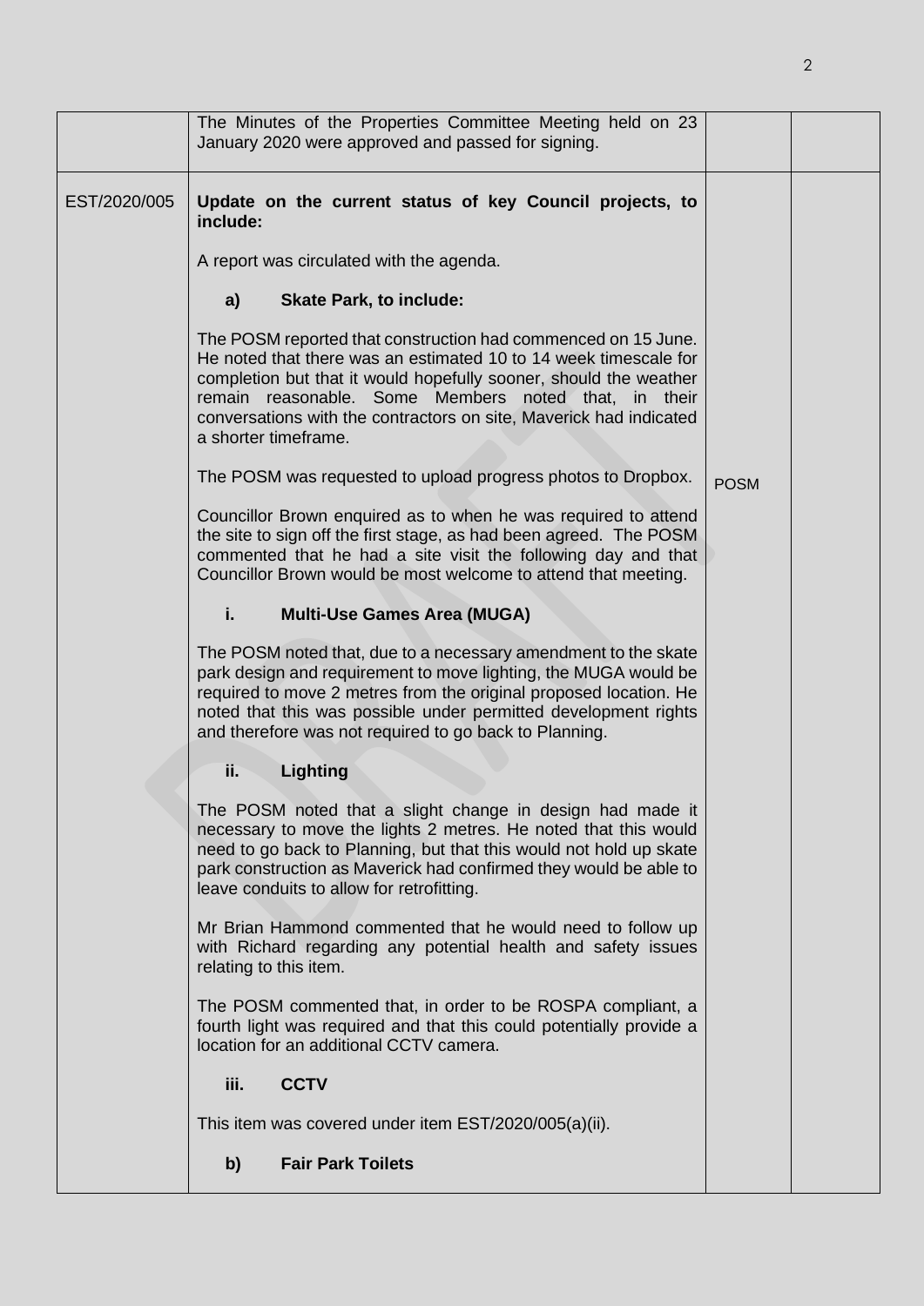| | | | |
|---|---|---|---|
| | The Minutes of the Properties Committee Meeting held on 23 January 2020 were approved and passed for signing. | | |
| EST/2020/005 | **Update on the current status of key Council projects, to include:**<br><br>A report was circulated with the agenda.<br><br>**a) Skate Park, to include:**<br><br>The POSM reported that construction had commenced on 15 June. He noted that there was an estimated 10 to 14 week timescale for completion but that it would hopefully sooner, should the weather remain reasonable. Some Members noted that, in their conversations with the contractors on site, Maverick had indicated a shorter timeframe.<br><br>The POSM was requested to upload progress photos to Dropbox.<br><br>Councillor Brown enquired as to when he was required to attend the site to sign off the first stage, as had been agreed. The POSM commented that he had a site visit the following day and that Councillor Brown would be most welcome to attend that meeting.<br><br>**i. Multi-Use Games Area (MUGA)**<br><br>The POSM noted that, due to a necessary amendment to the skate park design and requirement to move lighting, the MUGA would be required to move 2 metres from the original proposed location. He noted that this was possible under permitted development rights and therefore was not required to go back to Planning.<br><br>**ii. Lighting**<br><br>The POSM noted that a slight change in design had made it necessary to move the lights 2 metres. He noted that this would need to go back to Planning, but that this would not hold up skate park construction as Maverick had confirmed they would be able to leave conduits to allow for retrofitting.<br><br>Mr Brian Hammond commented that he would need to follow up with Richard regarding any potential health and safety issues relating to this item.<br><br>The POSM commented that, in order to be ROSPA compliant, a fourth light was required and that this could potentially provide a location for an additional CCTV camera.<br><br>**iii. CCTV**<br><br>This item was covered under item EST/2020/005(a)(ii).<br><br>**b) Fair Park Toilets** | POSM | |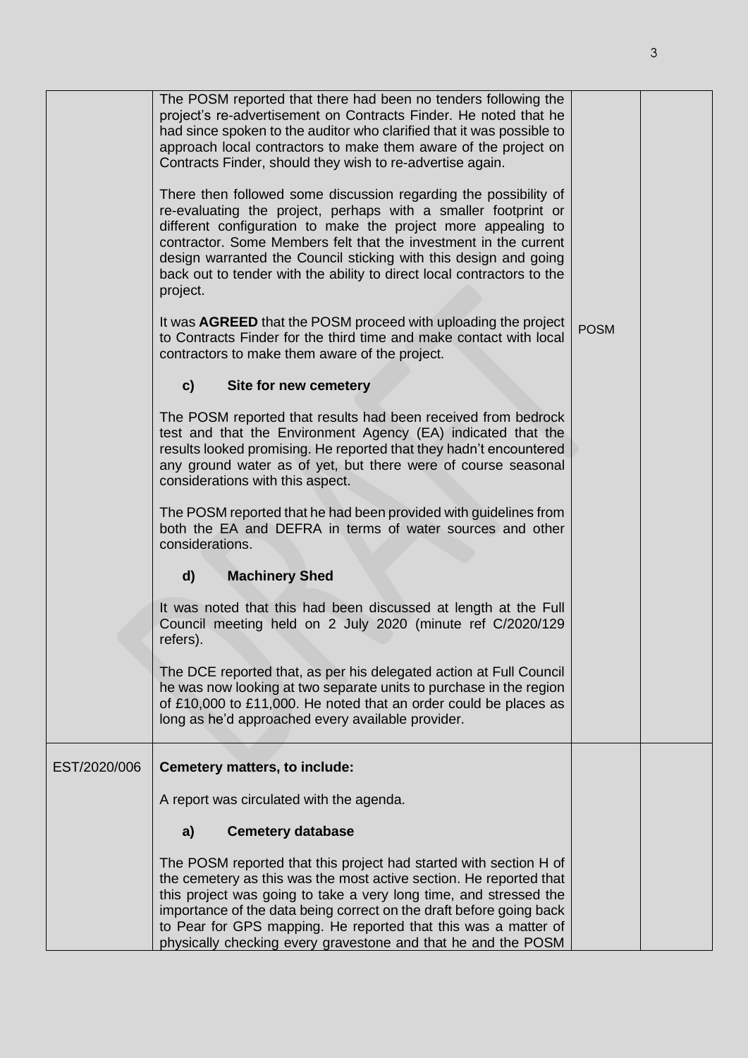| | | | |
|---|---|---|---|
| | The POSM reported that there had been no tenders following the project's re-advertisement on Contracts Finder. He noted that he had since spoken to the auditor who clarified that it was possible to approach local contractors to make them aware of the project on Contracts Finder, should they wish to re-advertise again.<br><br>There then followed some discussion regarding the possibility of re-evaluating the project, perhaps with a smaller footprint or different configuration to make the project more appealing to contractor. Some Members felt that the investment in the current design warranted the Council sticking with this design and going back out to tender with the ability to direct local contractors to the project.<br><br>It was **AGREED** that the POSM proceed with uploading the project to Contracts Finder for the third time and make contact with local contractors to make them aware of the project.<br><br>**c) Site for new cemetery**<br><br>The POSM reported that results had been received from bedrock test and that the Environment Agency (EA) indicated that the results looked promising. He reported that they hadn't encountered any ground water as of yet, but there were of course seasonal considerations with this aspect.<br><br>The POSM reported that he had been provided with guidelines from both the EA and DEFRA in terms of water sources and other considerations.<br><br>**d) Machinery Shed**<br><br>It was noted that this had been discussed at length at the Full Council meeting held on 2 July 2020 (minute ref C/2020/129 refers).<br><br>The DCE reported that, as per his delegated action at Full Council he was now looking at two separate units to purchase in the region of £10,000 to £11,000. He noted that an order could be places as long as he'd approached every available provider. | POSM | |
| EST/2020/006 | **Cemetery matters, to include:**<br><br>A report was circulated with the agenda.<br><br>**a) Cemetery database**<br><br>The POSM reported that this project had started with section H of the cemetery as this was the most active section. He reported that this project was going to take a very long time, and stressed the importance of the data being correct on the draft before going back to Pear for GPS mapping. He reported that this was a matter of physically checking every gravestone and that he and the POSM | | |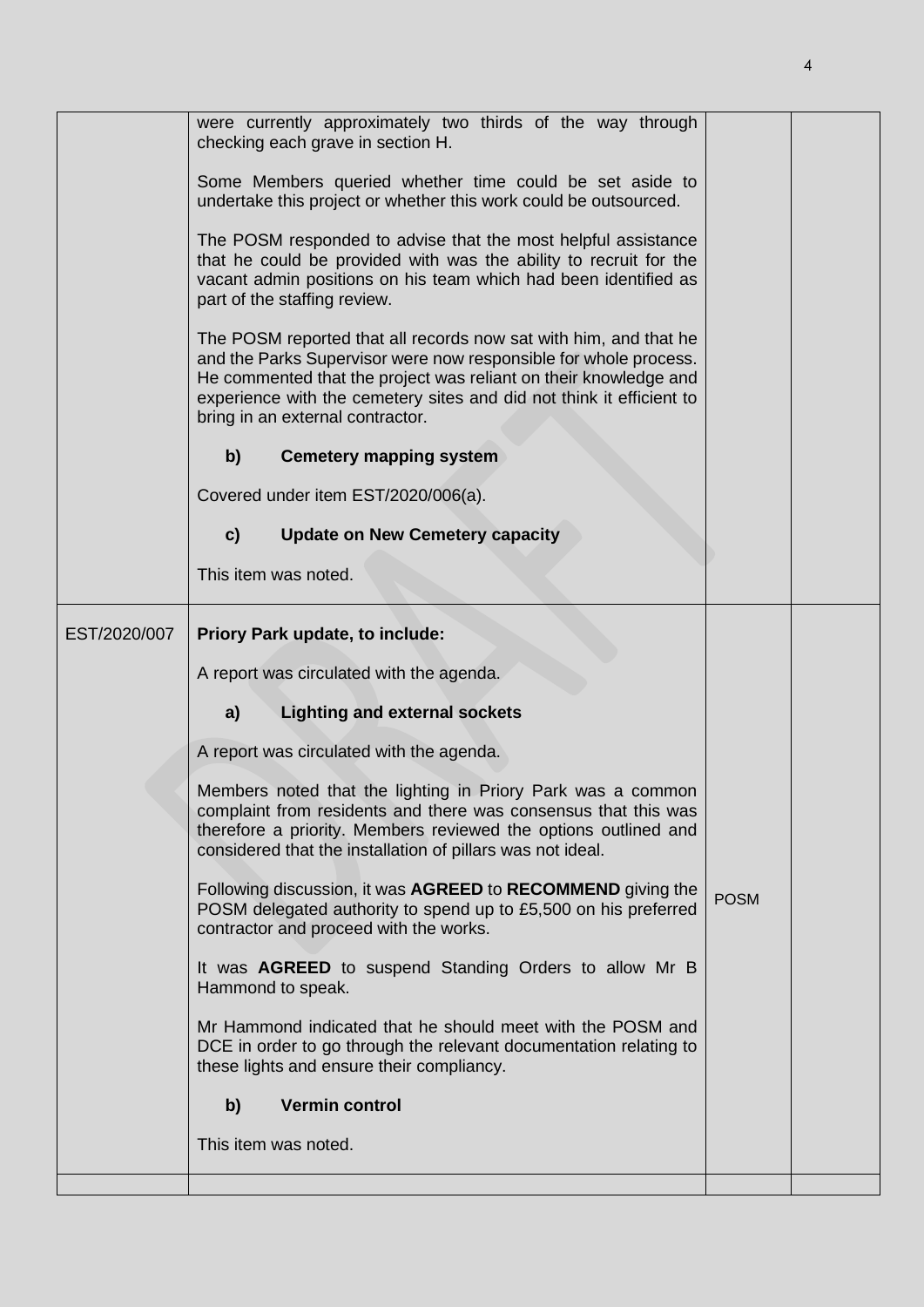| | | | |
|---|---|---|---|
| | were currently approximately two thirds of the way through checking each grave in section H.<br><br>Some Members queried whether time could be set aside to undertake this project or whether this work could be outsourced.<br><br>The POSM responded to advise that the most helpful assistance that he could be provided with was the ability to recruit for the vacant admin positions on his team which had been identified as part of the staffing review.<br><br>The POSM reported that all records now sat with him, and that he and the Parks Supervisor were now responsible for whole process. He commented that the project was reliant on their knowledge and experience with the cemetery sites and did not think it efficient to bring in an external contractor.<br><br>**b) Cemetery mapping system**<br><br>Covered under item EST/2020/006(a).<br><br>**c) Update on New Cemetery capacity**<br><br>This item was noted. | | |
| EST/2020/007 | **Priory Park update, to include:**<br><br>A report was circulated with the agenda.<br><br>**a) Lighting and external sockets**<br><br>A report was circulated with the agenda.<br><br>Members noted that the lighting in Priory Park was a common complaint from residents and there was consensus that this was therefore a priority. Members reviewed the options outlined and considered that the installation of pillars was not ideal.<br><br>Following discussion, it was **AGREED** to **RECOMMEND** giving the POSM delegated authority to spend up to £5,500 on his preferred contractor and proceed with the works.<br><br>It was **AGREED** to suspend Standing Orders to allow Mr B Hammond to speak.<br><br>Mr Hammond indicated that he should meet with the POSM and DCE in order to go through the relevant documentation relating to these lights and ensure their compliancy.<br><br>**b) Vermin control**<br><br>This item was noted. | POSM | |
| | | | |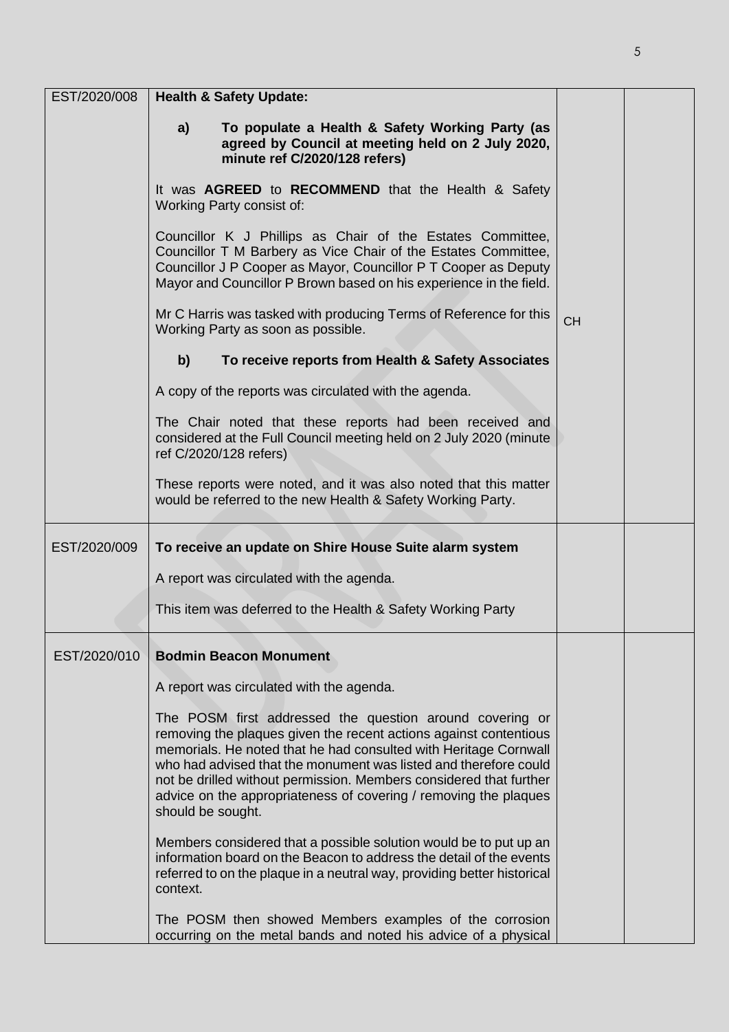| | | | |
|---|---|---|---|
| EST/2020/008 | **Health & Safety Update:**<br><br>**a) To populate a Health & Safety Working Party (as agreed by Council at meeting held on 2 July 2020, minute ref C/2020/128 refers)**<br><br>It was **AGREED** to **RECOMMEND** that the Health & Safety Working Party consist of:<br><br>Councillor K J Phillips as Chair of the Estates Committee, Councillor T M Barbery as Vice Chair of the Estates Committee, Councillor J P Cooper as Mayor, Councillor P T Cooper as Deputy Mayor and Councillor P Brown based on his experience in the field.<br><br>Mr C Harris was tasked with producing Terms of Reference for this Working Party as soon as possible.<br><br>**b) To receive reports from Health & Safety Associates**<br><br>A copy of the reports was circulated with the agenda.<br><br>The Chair noted that these reports had been received and considered at the Full Council meeting held on 2 July 2020 (minute ref C/2020/128 refers)<br><br>These reports were noted, and it was also noted that this matter would be referred to the new Health & Safety Working Party. | CH | |
| EST/2020/009 | **To receive an update on Shire House Suite alarm system**<br><br>A report was circulated with the agenda.<br><br>This item was deferred to the Health & Safety Working Party | | |
| EST/2020/010 | **Bodmin Beacon Monument**<br><br>A report was circulated with the agenda.<br><br>The POSM first addressed the question around covering or removing the plaques given the recent actions against contentious memorials. He noted that he had consulted with Heritage Cornwall who had advised that the monument was listed and therefore could not be drilled without permission. Members considered that further advice on the appropriateness of covering / removing the plaques should be sought.<br><br>Members considered that a possible solution would be to put up an information board on the Beacon to address the detail of the events referred to on the plaque in a neutral way, providing better historical context.<br><br>The POSM then showed Members examples of the corrosion occurring on the metal bands and noted his advice of a physical | | |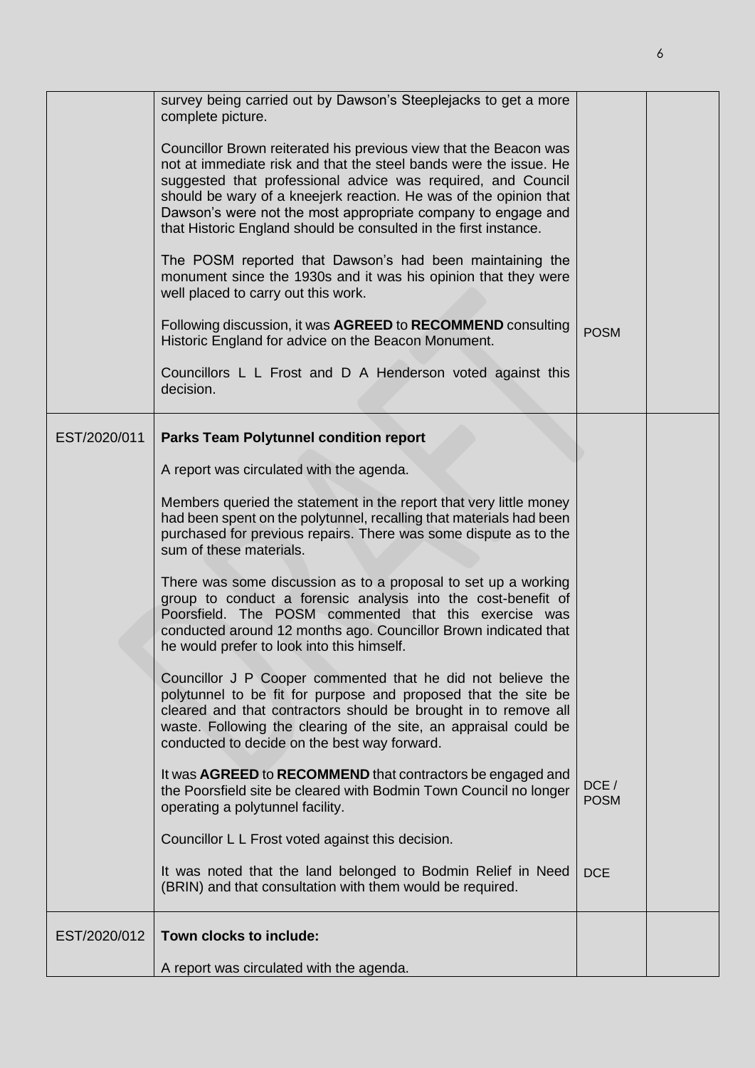| | | | |
|---|---|---|---|
| | survey being carried out by Dawson's Steeplejacks to get a more complete picture.<br><br>Councillor Brown reiterated his previous view that the Beacon was not at immediate risk and that the steel bands were the issue. He suggested that professional advice was required, and Council should be wary of a kneejerk reaction. He was of the opinion that Dawson's were not the most appropriate company to engage and that Historic England should be consulted in the first instance.<br><br>The POSM reported that Dawson's had been maintaining the monument since the 1930s and it was his opinion that they were well placed to carry out this work.<br><br>Following discussion, it was **AGREED** to **RECOMMEND** consulting Historic England for advice on the Beacon Monument.<br><br>Councillors L L Frost and D A Henderson voted against this decision. | POSM | |
| EST/2020/011 | **Parks Team Polytunnel condition report**<br><br>A report was circulated with the agenda.<br><br>Members queried the statement in the report that very little money had been spent on the polytunnel, recalling that materials had been purchased for previous repairs. There was some dispute as to the sum of these materials.<br><br>There was some discussion as to a proposal to set up a working group to conduct a forensic analysis into the cost-benefit of Poorsfield. The POSM commented that this exercise was conducted around 12 months ago. Councillor Brown indicated that he would prefer to look into this himself.<br><br>Councillor J P Cooper commented that he did not believe the polytunnel to be fit for purpose and proposed that the site be cleared and that contractors should be brought in to remove all waste. Following the clearing of the site, an appraisal could be conducted to decide on the best way forward.<br><br>It was **AGREED** to **RECOMMEND** that contractors be engaged and the Poorsfield site be cleared with Bodmin Town Council no longer operating a polytunnel facility.<br><br>Councillor L L Frost voted against this decision.<br><br>It was noted that the land belonged to Bodmin Relief in Need (BRIN) and that consultation with them would be required. | DCE / POSM<br><br>DCE | |
| EST/2020/012 | **Town clocks to include:**<br><br>A report was circulated with the agenda. | | |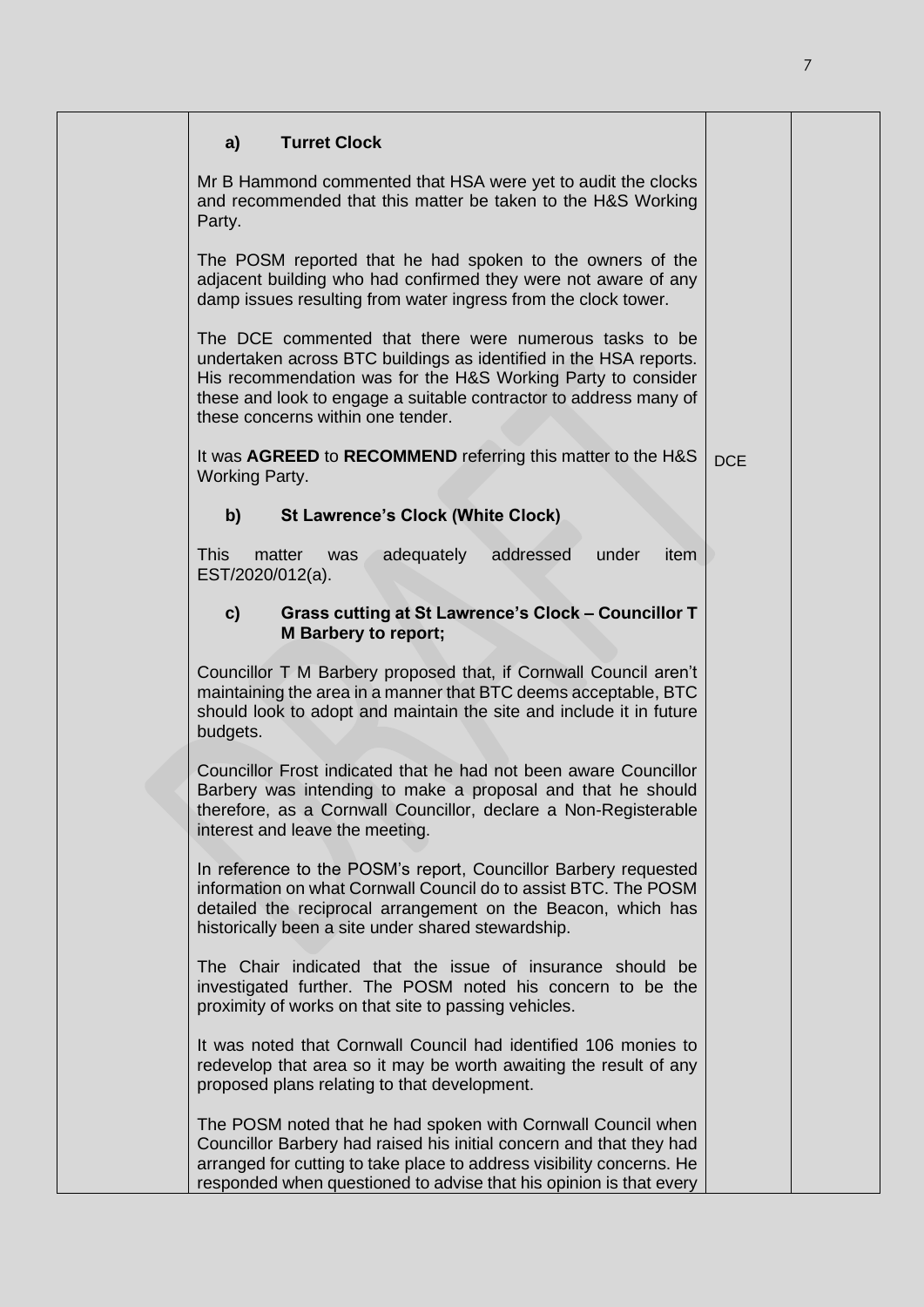| | **a) Turret Clock** | | |
|---|---|---|---|
| | Mr B Hammond commented that HSA were yet to audit the clocks and recommended that this matter be taken to the H&S Working Party. | | |
| | The POSM reported that he had spoken to the owners of the adjacent building who had confirmed they were not aware of any damp issues resulting from water ingress from the clock tower. | | |
| | The DCE commented that there were numerous tasks to be undertaken across BTC buildings as identified in the HSA reports. His recommendation was for the H&S Working Party to consider these and look to engage a suitable contractor to address many of these concerns within one tender. | | |
| | It was **AGREED** to **RECOMMEND** referring this matter to the H&S Working Party. | DCE | |
| | **b) St Lawrence's Clock (White Clock)** | | |
| | This matter was adequately addressed under item EST/2020/012(a). | | |
| | **c) Grass cutting at St Lawrence's Clock – Councillor T M Barbery to report;** | | |
| | Councillor T M Barbery proposed that, if Cornwall Council aren't maintaining the area in a manner that BTC deems acceptable, BTC should look to adopt and maintain the site and include it in future budgets. | | |
| | Councillor Frost indicated that he had not been aware Councillor Barbery was intending to make a proposal and that he should therefore, as a Cornwall Councillor, declare a Non-Registerable interest and leave the meeting. | | |
| | In reference to the POSM's report, Councillor Barbery requested information on what Cornwall Council do to assist BTC. The POSM detailed the reciprocal arrangement on the Beacon, which has historically been a site under shared stewardship. | | |
| | The Chair indicated that the issue of insurance should be investigated further. The POSM noted his concern to be the proximity of works on that site to passing vehicles. | | |
| | It was noted that Cornwall Council had identified 106 monies to redevelop that area so it may be worth awaiting the result of any proposed plans relating to that development. | | |
| | The POSM noted that he had spoken with Cornwall Council when Councillor Barbery had raised his initial concern and that they had arranged for cutting to take place to address visibility concerns. He responded when questioned to advise that his opinion is that every | | |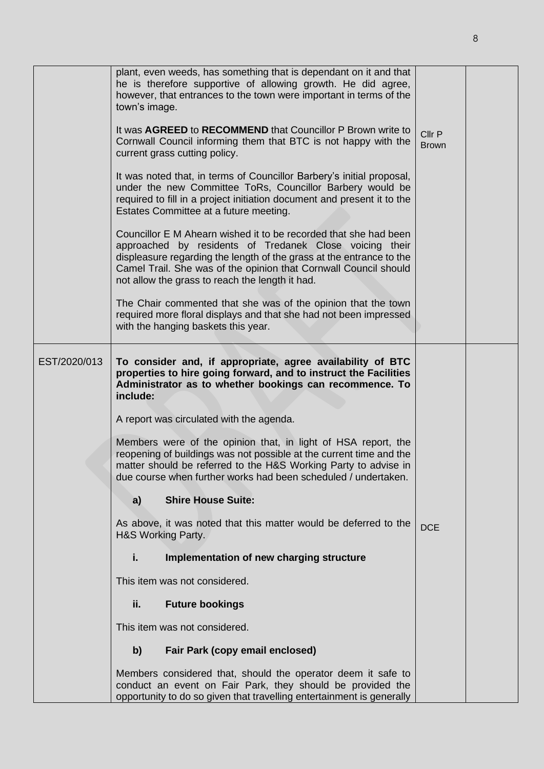| | | | |
|---|---|---|---|
| | plant, even weeds, has something that is dependant on it and that he is therefore supportive of allowing growth. He did agree, however, that entrances to the town were important in terms of the town's image.<br><br>It was **AGREED** to **RECOMMEND** that Councillor P Brown write to Cornwall Council informing them that BTC is not happy with the current grass cutting policy.<br><br>It was noted that, in terms of Councillor Barbery's initial proposal, under the new Committee ToRs, Councillor Barbery would be required to fill in a project initiation document and present it to the Estates Committee at a future meeting.<br><br>Councillor E M Ahearn wished it to be recorded that she had been approached by residents of Tredanek Close voicing their displeasure regarding the length of the grass at the entrance to the Camel Trail. She was of the opinion that Cornwall Council should not allow the grass to reach the length it had.<br><br>The Chair commented that she was of the opinion that the town required more floral displays and that she had not been impressed with the hanging baskets this year. | Cllr P Brown | |
| EST/2020/013 | **To consider and, if appropriate, agree availability of BTC properties to hire going forward, and to instruct the Facilities Administrator as to whether bookings can recommence. To include:**<br><br>A report was circulated with the agenda.<br><br>Members were of the opinion that, in light of HSA report, the reopening of buildings was not possible at the current time and the matter should be referred to the H&S Working Party to advise in due course when further works had been scheduled / undertaken.<br><br>**a) Shire House Suite:**<br><br>As above, it was noted that this matter would be deferred to the H&S Working Party.<br><br>**i. Implementation of new charging structure**<br><br>This item was not considered.<br><br>**ii. Future bookings**<br><br>This item was not considered.<br><br>**b) Fair Park (copy email enclosed)**<br><br>Members considered that, should the operator deem it safe to conduct an event on Fair Park, they should be provided the opportunity to do so given that travelling entertainment is generally | DCE | |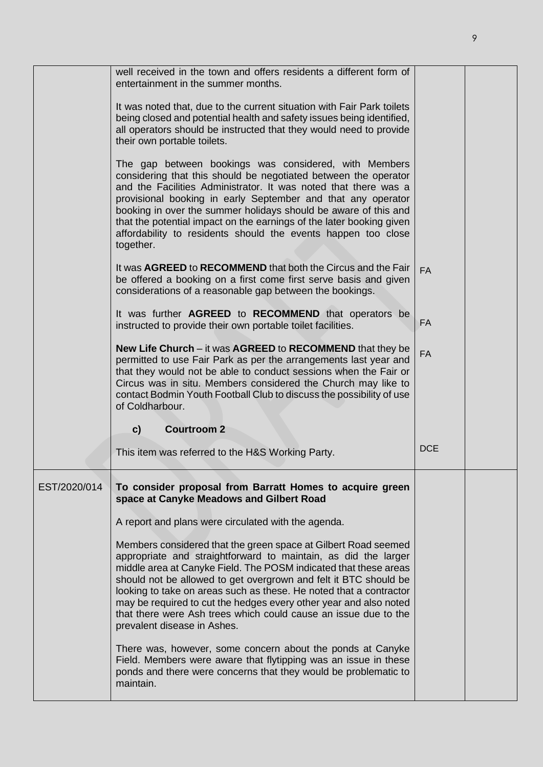| | | | |
|---|---|---|---|
| | well received in the town and offers residents a different form of entertainment in the summer months.<br><br>It was noted that, due to the current situation with Fair Park toilets being closed and potential health and safety issues being identified, all operators should be instructed that they would need to provide their own portable toilets.<br><br>The gap between bookings was considered, with Members considering that this should be negotiated between the operator and the Facilities Administrator. It was noted that there was a provisional booking in early September and that any operator booking in over the summer holidays should be aware of this and that the potential impact on the earnings of the later booking given affordability to residents should the events happen too close together. | | |
| | It was **AGREED** to **RECOMMEND** that both the Circus and the Fair be offered a booking on a first come first serve basis and given considerations of a reasonable gap between the bookings. | FA | |
| | It was further **AGREED** to **RECOMMEND** that operators be instructed to provide their own portable toilet facilities. | FA | |
| | **New Life Church** – it was **AGREED** to **RECOMMEND** that they be permitted to use Fair Park as per the arrangements last year and that they would not be able to conduct sessions when the Fair or Circus was in situ. Members considered the Church may like to contact Bodmin Youth Football Club to discuss the possibility of use of Coldharbour. | FA | |
| | **c) Courtroom 2**<br><br>This item was referred to the H&S Working Party. | DCE | |
| EST/2020/014 | **To consider proposal from Barratt Homes to acquire green space at Canyke Meadows and Gilbert Road**<br><br>A report and plans were circulated with the agenda.<br><br>Members considered that the green space at Gilbert Road seemed appropriate and straightforward to maintain, as did the larger middle area at Canyke Field. The POSM indicated that these areas should not be allowed to get overgrown and felt it BTC should be looking to take on areas such as these. He noted that a contractor may be required to cut the hedges every other year and also noted that there were Ash trees which could cause an issue due to the prevalent disease in Ashes.<br><br>There was, however, some concern about the ponds at Canyke Field. Members were aware that flytipping was an issue in these ponds and there were concerns that they would be problematic to maintain. | | |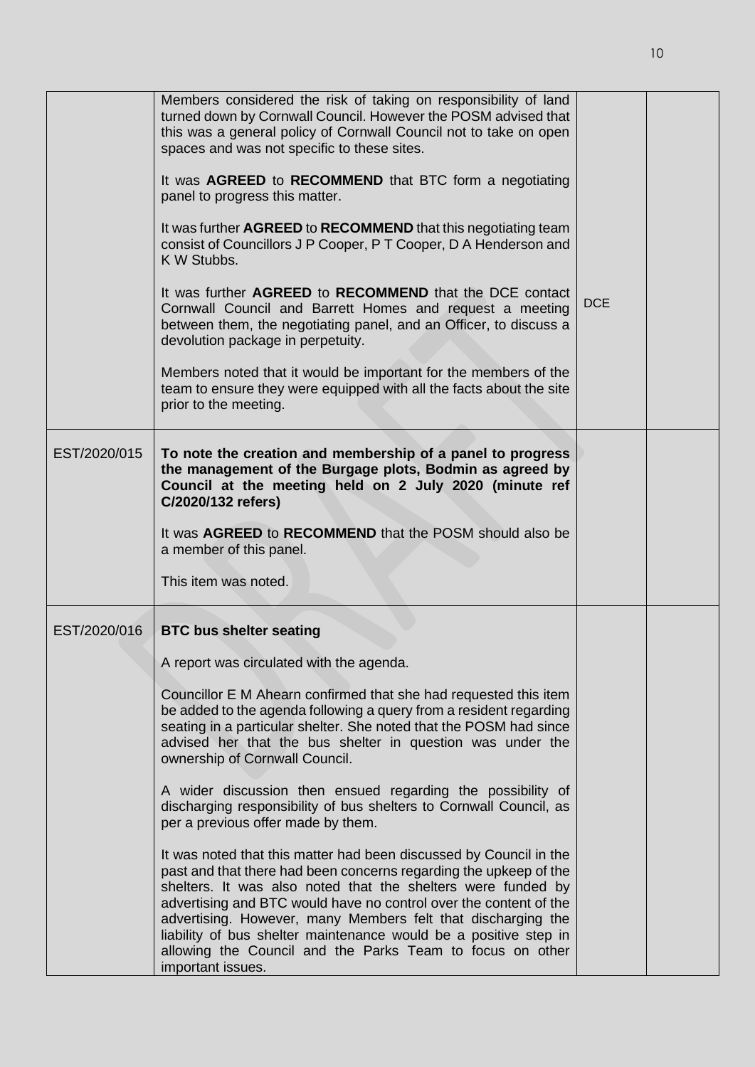| | | | |
|---|---|---|---|
| | Members considered the risk of taking on responsibility of land turned down by Cornwall Council. However the POSM advised that this was a general policy of Cornwall Council not to take on open spaces and was not specific to these sites.<br><br>It was **AGREED** to **RECOMMEND** that BTC form a negotiating panel to progress this matter.<br><br>It was further **AGREED** to **RECOMMEND** that this negotiating team consist of Councillors J P Cooper, P T Cooper, D A Henderson and K W Stubbs.<br><br>It was further **AGREED** to **RECOMMEND** that the DCE contact Cornwall Council and Barrett Homes and request a meeting between them, the negotiating panel, and an Officer, to discuss a devolution package in perpetuity.<br><br>Members noted that it would be important for the members of the team to ensure they were equipped with all the facts about the site prior to the meeting. | DCE | |
| EST/2020/015 | **To note the creation and membership of a panel to progress the management of the Burgage plots, Bodmin as agreed by Council at the meeting held on 2 July 2020 (minute ref C/2020/132 refers)**<br><br>It was **AGREED** to **RECOMMEND** that the POSM should also be a member of this panel.<br><br>This item was noted. | | |
| EST/2020/016 | **BTC bus shelter seating**<br><br>A report was circulated with the agenda.<br><br>Councillor E M Ahearn confirmed that she had requested this item be added to the agenda following a query from a resident regarding seating in a particular shelter. She noted that the POSM had since advised her that the bus shelter in question was under the ownership of Cornwall Council.<br><br>A wider discussion then ensued regarding the possibility of discharging responsibility of bus shelters to Cornwall Council, as per a previous offer made by them.<br><br>It was noted that this matter had been discussed by Council in the past and that there had been concerns regarding the upkeep of the shelters. It was also noted that the shelters were funded by advertising and BTC would have no control over the content of the advertising. However, many Members felt that discharging the liability of bus shelter maintenance would be a positive step in allowing the Council and the Parks Team to focus on other important issues. | | |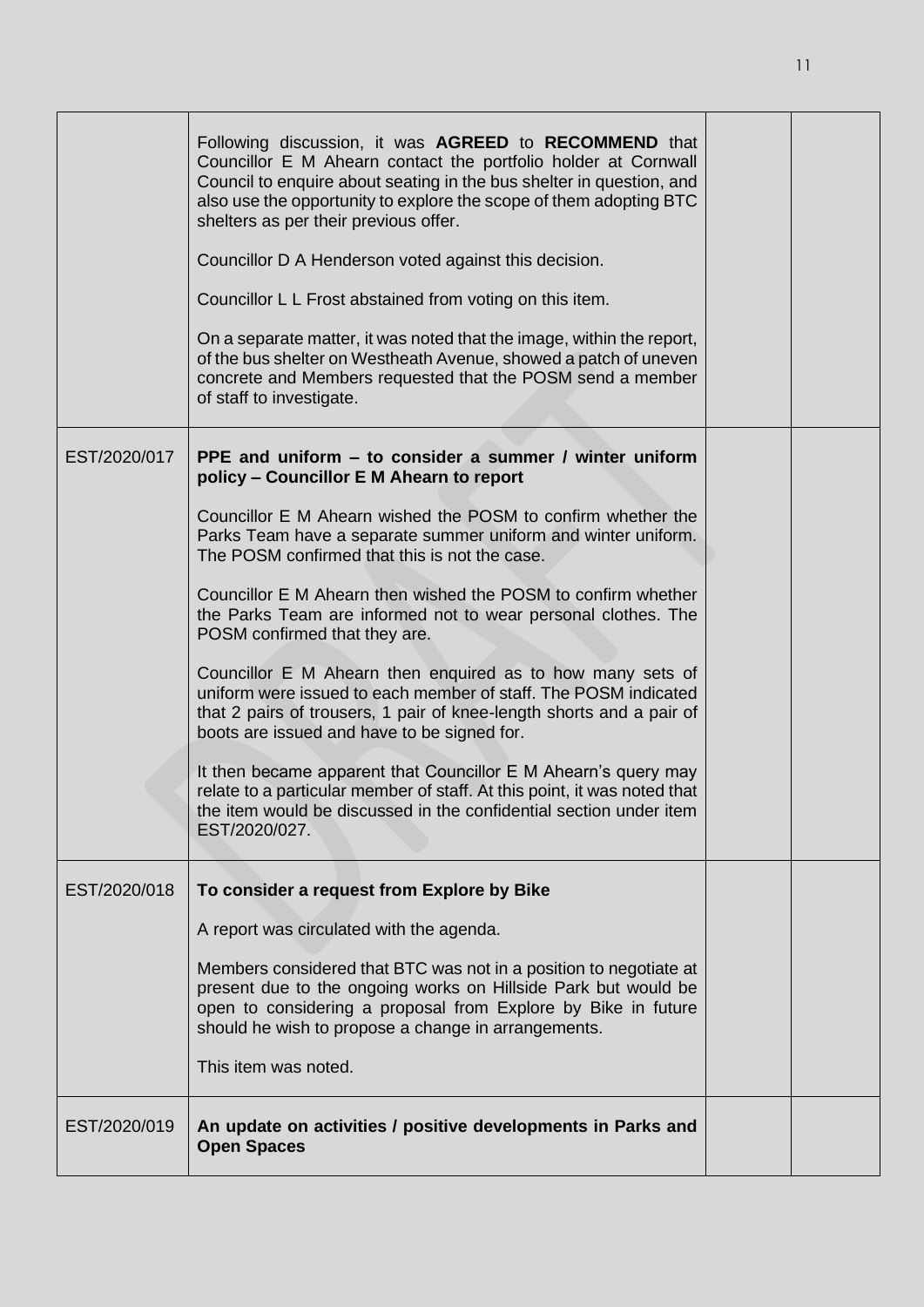| | | | |
|---|---|---|---|
| | Following discussion, it was **AGREED** to **RECOMMEND** that Councillor E M Ahearn contact the portfolio holder at Cornwall Council to enquire about seating in the bus shelter in question, and also use the opportunity to explore the scope of them adopting BTC shelters as per their previous offer.<br><br>Councillor D A Henderson voted against this decision.<br><br>Councillor L L Frost abstained from voting on this item.<br><br>On a separate matter, it was noted that the image, within the report, of the bus shelter on Westheath Avenue, showed a patch of uneven concrete and Members requested that the POSM send a member of staff to investigate. | | |
| EST/2020/017 | **PPE and uniform – to consider a summer / winter uniform policy – Councillor E M Ahearn to report**<br><br>Councillor E M Ahearn wished the POSM to confirm whether the Parks Team have a separate summer uniform and winter uniform. The POSM confirmed that this is not the case.<br><br>Councillor E M Ahearn then wished the POSM to confirm whether the Parks Team are informed not to wear personal clothes. The POSM confirmed that they are.<br><br>Councillor E M Ahearn then enquired as to how many sets of uniform were issued to each member of staff. The POSM indicated that 2 pairs of trousers, 1 pair of knee-length shorts and a pair of boots are issued and have to be signed for.<br><br>It then became apparent that Councillor E M Ahearn's query may relate to a particular member of staff. At this point, it was noted that the item would be discussed in the confidential section under item EST/2020/027. | | |
| EST/2020/018 | **To consider a request from Explore by Bike**<br><br>A report was circulated with the agenda.<br><br>Members considered that BTC was not in a position to negotiate at present due to the ongoing works on Hillside Park but would be open to considering a proposal from Explore by Bike in future should he wish to propose a change in arrangements.<br><br>This item was noted. | | |
| EST/2020/019 | **An update on activities / positive developments in Parks and Open Spaces** | | |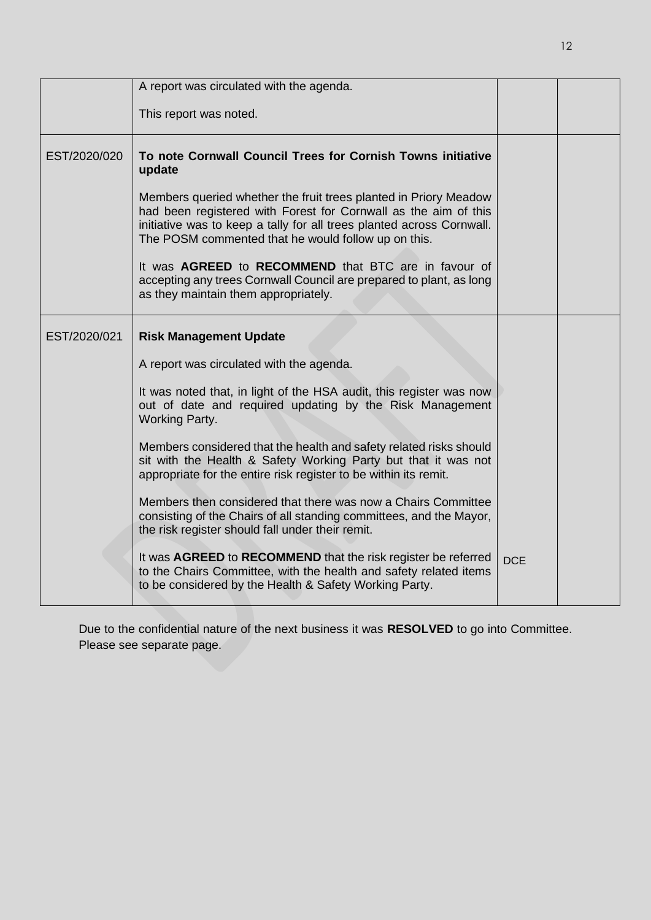| | | | |
|---|---|---|---|
| | A report was circulated with the agenda.<br><br>This report was noted. | | |
| EST/2020/020 | **To note Cornwall Council Trees for Cornish Towns initiative update**<br><br>Members queried whether the fruit trees planted in Priory Meadow had been registered with Forest for Cornwall as the aim of this initiative was to keep a tally for all trees planted across Cornwall. The POSM commented that he would follow up on this.<br><br>It was **AGREED** to **RECOMMEND** that BTC are in favour of accepting any trees Cornwall Council are prepared to plant, as long as they maintain them appropriately. | | |
| EST/2020/021 | **Risk Management Update**<br><br>A report was circulated with the agenda.<br><br>It was noted that, in light of the HSA audit, this register was now out of date and required updating by the Risk Management Working Party.<br><br>Members considered that the health and safety related risks should sit with the Health & Safety Working Party but that it was not appropriate for the entire risk register to be within its remit.<br><br>Members then considered that there was now a Chairs Committee consisting of the Chairs of all standing committees, and the Mayor, the risk register should fall under their remit.<br><br>It was **AGREED** to **RECOMMEND** that the risk register be referred to the Chairs Committee, with the health and safety related items to be considered by the Health & Safety Working Party. | DCE | |

Due to the confidential nature of the next business it was **RESOLVED** to go into Committee. Please see separate page.